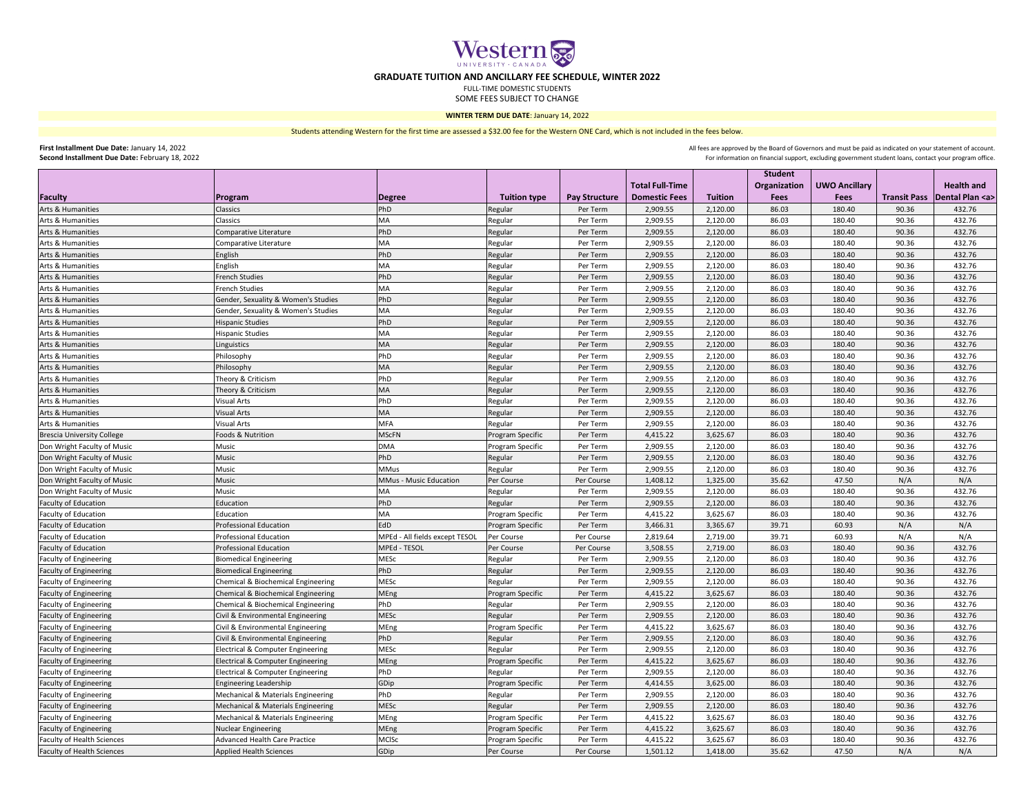# GRADUATE TUITION AND ANCILLARY FEE SCHEDULE, WINTER 2022

FULL-TIME DOMESTIC STUDENTS
SOME FEES SUBJECT TO CHANGE

**WINTER TERM DUE DATE**: January 14, 2022

Students attending Western for the first time are assessed a $32.00 fee for the Western ONE Card, which is not included in the fees below.

**First Installment Due Date:** January 14, 2022
**Second Installment Due Date:** February 18, 2022

All fees are approved by the Board of Governors and must be paid as indicated on your statement of account.
For information on financial support, excluding government student loans, contact your program office.

| Faculty | Program | Degree | Tuition type | Pay Structure | Total Full-Time Domestic Fees | Tuition | Student Organization Fees | UWO Ancillary Fees | Transit Pass | Health and Dental Plan <a> |
|---|---|---|---|---|---|---|---|---|---|---|
| Arts & Humanities | Classics | PhD | Regular | Per Term | 2,909.55 | 2,120.00 | 86.03 | 180.40 | 90.36 | 432.76 |
| Arts & Humanities | Classics | MA | Regular | Per Term | 2,909.55 | 2,120.00 | 86.03 | 180.40 | 90.36 | 432.76 |
| Arts & Humanities | Comparative Literature | PhD | Regular | Per Term | 2,909.55 | 2,120.00 | 86.03 | 180.40 | 90.36 | 432.76 |
| Arts & Humanities | Comparative Literature | MA | Regular | Per Term | 2,909.55 | 2,120.00 | 86.03 | 180.40 | 90.36 | 432.76 |
| Arts & Humanities | English | PhD | Regular | Per Term | 2,909.55 | 2,120.00 | 86.03 | 180.40 | 90.36 | 432.76 |
| Arts & Humanities | English | MA | Regular | Per Term | 2,909.55 | 2,120.00 | 86.03 | 180.40 | 90.36 | 432.76 |
| Arts & Humanities | French Studies | PhD | Regular | Per Term | 2,909.55 | 2,120.00 | 86.03 | 180.40 | 90.36 | 432.76 |
| Arts & Humanities | French Studies | MA | Regular | Per Term | 2,909.55 | 2,120.00 | 86.03 | 180.40 | 90.36 | 432.76 |
| Arts & Humanities | Gender, Sexuality & Women's Studies | PhD | Regular | Per Term | 2,909.55 | 2,120.00 | 86.03 | 180.40 | 90.36 | 432.76 |
| Arts & Humanities | Gender, Sexuality & Women's Studies | MA | Regular | Per Term | 2,909.55 | 2,120.00 | 86.03 | 180.40 | 90.36 | 432.76 |
| Arts & Humanities | Hispanic Studies | PhD | Regular | Per Term | 2,909.55 | 2,120.00 | 86.03 | 180.40 | 90.36 | 432.76 |
| Arts & Humanities | Hispanic Studies | MA | Regular | Per Term | 2,909.55 | 2,120.00 | 86.03 | 180.40 | 90.36 | 432.76 |
| Arts & Humanities | Linguistics | MA | Regular | Per Term | 2,909.55 | 2,120.00 | 86.03 | 180.40 | 90.36 | 432.76 |
| Arts & Humanities | Philosophy | PhD | Regular | Per Term | 2,909.55 | 2,120.00 | 86.03 | 180.40 | 90.36 | 432.76 |
| Arts & Humanities | Philosophy | MA | Regular | Per Term | 2,909.55 | 2,120.00 | 86.03 | 180.40 | 90.36 | 432.76 |
| Arts & Humanities | Theory & Criticism | PhD | Regular | Per Term | 2,909.55 | 2,120.00 | 86.03 | 180.40 | 90.36 | 432.76 |
| Arts & Humanities | Theory & Criticism | MA | Regular | Per Term | 2,909.55 | 2,120.00 | 86.03 | 180.40 | 90.36 | 432.76 |
| Arts & Humanities | Visual Arts | PhD | Regular | Per Term | 2,909.55 | 2,120.00 | 86.03 | 180.40 | 90.36 | 432.76 |
| Arts & Humanities | Visual Arts | MA | Regular | Per Term | 2,909.55 | 2,120.00 | 86.03 | 180.40 | 90.36 | 432.76 |
| Arts & Humanities | Visual Arts | MFA | Regular | Per Term | 2,909.55 | 2,120.00 | 86.03 | 180.40 | 90.36 | 432.76 |
| Brescia University College | Foods & Nutrition | MScFN | Program Specific | Per Term | 4,415.22 | 3,625.67 | 86.03 | 180.40 | 90.36 | 432.76 |
| Don Wright Faculty of Music | Music | DMA | Program Specific | Per Term | 2,909.55 | 2,120.00 | 86.03 | 180.40 | 90.36 | 432.76 |
| Don Wright Faculty of Music | Music | PhD | Regular | Per Term | 2,909.55 | 2,120.00 | 86.03 | 180.40 | 90.36 | 432.76 |
| Don Wright Faculty of Music | Music | MMus | Regular | Per Term | 2,909.55 | 2,120.00 | 86.03 | 180.40 | 90.36 | 432.76 |
| Don Wright Faculty of Music | Music | MMus - Music Education | Per Course | Per Course | 1,408.12 | 1,325.00 | 35.62 | 47.50 | N/A | N/A |
| Don Wright Faculty of Music | Music | MA | Regular | Per Term | 2,909.55 | 2,120.00 | 86.03 | 180.40 | 90.36 | 432.76 |
| Faculty of Education | Education | PhD | Regular | Per Term | 2,909.55 | 2,120.00 | 86.03 | 180.40 | 90.36 | 432.76 |
| Faculty of Education | Education | MA | Program Specific | Per Term | 4,415.22 | 3,625.67 | 86.03 | 180.40 | 90.36 | 432.76 |
| Faculty of Education | Professional Education | EdD | Program Specific | Per Term | 3,466.31 | 3,365.67 | 39.71 | 60.93 | N/A | N/A |
| Faculty of Education | Professional Education | MPEd - All fields except TESOL | Per Course | Per Course | 2,819.64 | 2,719.00 | 39.71 | 60.93 | N/A | N/A |
| Faculty of Education | Professional Education | MPEd - TESOL | Per Course | Per Course | 3,508.55 | 2,719.00 | 86.03 | 180.40 | 90.36 | 432.76 |
| Faculty of Engineering | Biomedical Engineering | MESc | Regular | Per Term | 2,909.55 | 2,120.00 | 86.03 | 180.40 | 90.36 | 432.76 |
| Faculty of Engineering | Biomedical Engineering | PhD | Regular | Per Term | 2,909.55 | 2,120.00 | 86.03 | 180.40 | 90.36 | 432.76 |
| Faculty of Engineering | Chemical & Biochemical Engineering | MESc | Regular | Per Term | 2,909.55 | 2,120.00 | 86.03 | 180.40 | 90.36 | 432.76 |
| Faculty of Engineering | Chemical & Biochemical Engineering | MEng | Program Specific | Per Term | 4,415.22 | 3,625.67 | 86.03 | 180.40 | 90.36 | 432.76 |
| Faculty of Engineering | Chemical & Biochemical Engineering | PhD | Regular | Per Term | 2,909.55 | 2,120.00 | 86.03 | 180.40 | 90.36 | 432.76 |
| Faculty of Engineering | Civil & Environmental Engineering | MESc | Regular | Per Term | 2,909.55 | 2,120.00 | 86.03 | 180.40 | 90.36 | 432.76 |
| Faculty of Engineering | Civil & Environmental Engineering | MEng | Program Specific | Per Term | 4,415.22 | 3,625.67 | 86.03 | 180.40 | 90.36 | 432.76 |
| Faculty of Engineering | Civil & Environmental Engineering | PhD | Regular | Per Term | 2,909.55 | 2,120.00 | 86.03 | 180.40 | 90.36 | 432.76 |
| Faculty of Engineering | Electrical & Computer Engineering | MESc | Regular | Per Term | 2,909.55 | 2,120.00 | 86.03 | 180.40 | 90.36 | 432.76 |
| Faculty of Engineering | Electrical & Computer Engineering | MEng | Program Specific | Per Term | 4,415.22 | 3,625.67 | 86.03 | 180.40 | 90.36 | 432.76 |
| Faculty of Engineering | Electrical & Computer Engineering | PhD | Regular | Per Term | 2,909.55 | 2,120.00 | 86.03 | 180.40 | 90.36 | 432.76 |
| Faculty of Engineering | Engineering Leadership | GDip | Program Specific | Per Term | 4,414.55 | 3,625.00 | 86.03 | 180.40 | 90.36 | 432.76 |
| Faculty of Engineering | Mechanical & Materials Engineering | PhD | Regular | Per Term | 2,909.55 | 2,120.00 | 86.03 | 180.40 | 90.36 | 432.76 |
| Faculty of Engineering | Mechanical & Materials Engineering | MESc | Regular | Per Term | 2,909.55 | 2,120.00 | 86.03 | 180.40 | 90.36 | 432.76 |
| Faculty of Engineering | Mechanical & Materials Engineering | MEng | Program Specific | Per Term | 4,415.22 | 3,625.67 | 86.03 | 180.40 | 90.36 | 432.76 |
| Faculty of Engineering | Nuclear Engineering | MEng | Program Specific | Per Term | 4,415.22 | 3,625.67 | 86.03 | 180.40 | 90.36 | 432.76 |
| Faculty of Health Sciences | Advanced Health Care Practice | MClSc | Program Specific | Per Term | 4,415.22 | 3,625.67 | 86.03 | 180.40 | 90.36 | 432.76 |
| Faculty of Health Sciences | Applied Health Sciences | GDip | Per Course | Per Course | 1,501.12 | 1,418.00 | 35.62 | 47.50 | N/A | N/A |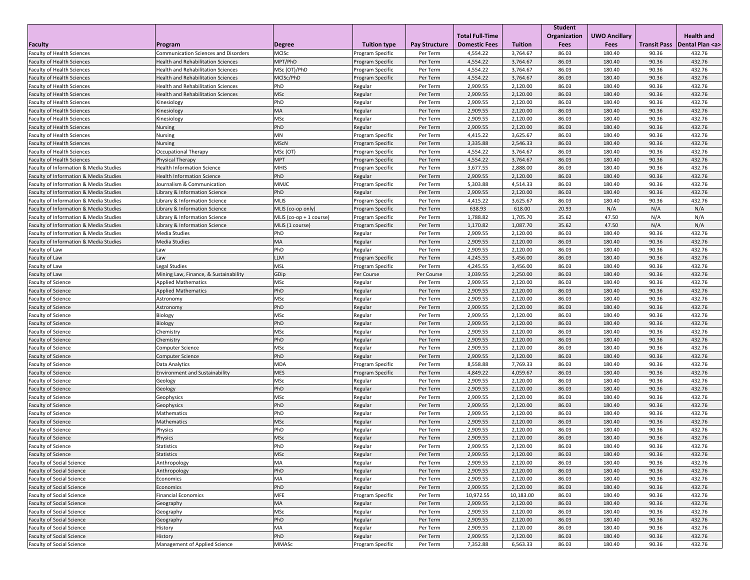| Faculty | Program | Degree | Tuition type | Pay Structure | Total Full-Time Domestic Fees | Tuition | Student Organization Fees | UWO Ancillary Fees | Transit Pass | Health and Dental Plan <a> |
|---|---|---|---|---|---|---|---|---|---|---|
| Faculty of Health Sciences | Communication Sciences and Disorders | MClSc | Program Specific | Per Term | 4,554.22 | 3,764.67 | 86.03 | 180.40 | 90.36 | 432.76 |
| Faculty of Health Sciences | Health and Rehabilitation Sciences | MPT/PhD | Program Specific | Per Term | 4,554.22 | 3,764.67 | 86.03 | 180.40 | 90.36 | 432.76 |
| Faculty of Health Sciences | Health and Rehabilitation Sciences | MSc (OT)/PhD | Program Specific | Per Term | 4,554.22 | 3,764.67 | 86.03 | 180.40 | 90.36 | 432.76 |
| Faculty of Health Sciences | Health and Rehabilitation Sciences | MClSc/PhD | Program Specific | Per Term | 4,554.22 | 3,764.67 | 86.03 | 180.40 | 90.36 | 432.76 |
| Faculty of Health Sciences | Health and Rehabilitation Sciences | PhD | Regular | Per Term | 2,909.55 | 2,120.00 | 86.03 | 180.40 | 90.36 | 432.76 |
| Faculty of Health Sciences | Health and Rehabilitation Sciences | MSc | Regular | Per Term | 2,909.55 | 2,120.00 | 86.03 | 180.40 | 90.36 | 432.76 |
| Faculty of Health Sciences | Kinesiology | PhD | Regular | Per Term | 2,909.55 | 2,120.00 | 86.03 | 180.40 | 90.36 | 432.76 |
| Faculty of Health Sciences | Kinesiology | MA | Regular | Per Term | 2,909.55 | 2,120.00 | 86.03 | 180.40 | 90.36 | 432.76 |
| Faculty of Health Sciences | Kinesiology | MSc | Regular | Per Term | 2,909.55 | 2,120.00 | 86.03 | 180.40 | 90.36 | 432.76 |
| Faculty of Health Sciences | Nursing | PhD | Regular | Per Term | 2,909.55 | 2,120.00 | 86.03 | 180.40 | 90.36 | 432.76 |
| Faculty of Health Sciences | Nursing | MN | Program Specific | Per Term | 4,415.22 | 3,625.67 | 86.03 | 180.40 | 90.36 | 432.76 |
| Faculty of Health Sciences | Nursing | MScN | Program Specific | Per Term | 3,335.88 | 2,546.33 | 86.03 | 180.40 | 90.36 | 432.76 |
| Faculty of Health Sciences | Occupational Therapy | MSc (OT) | Program Specific | Per Term | 4,554.22 | 3,764.67 | 86.03 | 180.40 | 90.36 | 432.76 |
| Faculty of Health Sciences | Physical Therapy | MPT | Program Specific | Per Term | 4,554.22 | 3,764.67 | 86.03 | 180.40 | 90.36 | 432.76 |
| Faculty of Information & Media Studies | Health Information Science | MHIS | Program Specific | Per Term | 3,677.55 | 2,888.00 | 86.03 | 180.40 | 90.36 | 432.76 |
| Faculty of Information & Media Studies | Health Information Science | PhD | Regular | Per Term | 2,909.55 | 2,120.00 | 86.03 | 180.40 | 90.36 | 432.76 |
| Faculty of Information & Media Studies | Journalism & Communication | MMJC | Program Specific | Per Term | 5,303.88 | 4,514.33 | 86.03 | 180.40 | 90.36 | 432.76 |
| Faculty of Information & Media Studies | Library & Information Science | PhD | Regular | Per Term | 2,909.55 | 2,120.00 | 86.03 | 180.40 | 90.36 | 432.76 |
| Faculty of Information & Media Studies | Library & Information Science | MLIS | Program Specific | Per Term | 4,415.22 | 3,625.67 | 86.03 | 180.40 | 90.36 | 432.76 |
| Faculty of Information & Media Studies | Library & Information Science | MLIS (co-op only) | Program Specific | Per Term | 638.93 | 618.00 | 20.93 | N/A | N/A | N/A |
| Faculty of Information & Media Studies | Library & Information Science | MLIS (co-op + 1 course) | Program Specific | Per Term | 1,788.82 | 1,705.70 | 35.62 | 47.50 | N/A | N/A |
| Faculty of Information & Media Studies | Library & Information Science | MLIS (1 course) | Program Specific | Per Term | 1,170.82 | 1,087.70 | 35.62 | 47.50 | N/A | N/A |
| Faculty of Information & Media Studies | Media Studies | PhD | Regular | Per Term | 2,909.55 | 2,120.00 | 86.03 | 180.40 | 90.36 | 432.76 |
| Faculty of Information & Media Studies | Media Studies | MA | Regular | Per Term | 2,909.55 | 2,120.00 | 86.03 | 180.40 | 90.36 | 432.76 |
| Faculty of Law | Law | PhD | Regular | Per Term | 2,909.55 | 2,120.00 | 86.03 | 180.40 | 90.36 | 432.76 |
| Faculty of Law | Law | LLM | Program Specific | Per Term | 4,245.55 | 3,456.00 | 86.03 | 180.40 | 90.36 | 432.76 |
| Faculty of Law | Legal Studies | MSL | Program Specific | Per Term | 4,245.55 | 3,456.00 | 86.03 | 180.40 | 90.36 | 432.76 |
| Faculty of Law | Mining Law, Finance, & Sustainability | GDip | Per Course | Per Course | 3,039.55 | 2,250.00 | 86.03 | 180.40 | 90.36 | 432.76 |
| Faculty of Science | Applied Mathematics | MSc | Regular | Per Term | 2,909.55 | 2,120.00 | 86.03 | 180.40 | 90.36 | 432.76 |
| Faculty of Science | Applied Mathematics | PhD | Regular | Per Term | 2,909.55 | 2,120.00 | 86.03 | 180.40 | 90.36 | 432.76 |
| Faculty of Science | Astronomy | MSc | Regular | Per Term | 2,909.55 | 2,120.00 | 86.03 | 180.40 | 90.36 | 432.76 |
| Faculty of Science | Astronomy | PhD | Regular | Per Term | 2,909.55 | 2,120.00 | 86.03 | 180.40 | 90.36 | 432.76 |
| Faculty of Science | Biology | MSc | Regular | Per Term | 2,909.55 | 2,120.00 | 86.03 | 180.40 | 90.36 | 432.76 |
| Faculty of Science | Biology | PhD | Regular | Per Term | 2,909.55 | 2,120.00 | 86.03 | 180.40 | 90.36 | 432.76 |
| Faculty of Science | Chemistry | MSc | Regular | Per Term | 2,909.55 | 2,120.00 | 86.03 | 180.40 | 90.36 | 432.76 |
| Faculty of Science | Chemistry | PhD | Regular | Per Term | 2,909.55 | 2,120.00 | 86.03 | 180.40 | 90.36 | 432.76 |
| Faculty of Science | Computer Science | MSc | Regular | Per Term | 2,909.55 | 2,120.00 | 86.03 | 180.40 | 90.36 | 432.76 |
| Faculty of Science | Computer Science | PhD | Regular | Per Term | 2,909.55 | 2,120.00 | 86.03 | 180.40 | 90.36 | 432.76 |
| Faculty of Science | Data Analytics | MDA | Program Specific | Per Term | 8,558.88 | 7,769.33 | 86.03 | 180.40 | 90.36 | 432.76 |
| Faculty of Science | Environment and Sustainability | MES | Program Specific | Per Term | 4,849.22 | 4,059.67 | 86.03 | 180.40 | 90.36 | 432.76 |
| Faculty of Science | Geology | MSc | Regular | Per Term | 2,909.55 | 2,120.00 | 86.03 | 180.40 | 90.36 | 432.76 |
| Faculty of Science | Geology | PhD | Regular | Per Term | 2,909.55 | 2,120.00 | 86.03 | 180.40 | 90.36 | 432.76 |
| Faculty of Science | Geophysics | MSc | Regular | Per Term | 2,909.55 | 2,120.00 | 86.03 | 180.40 | 90.36 | 432.76 |
| Faculty of Science | Geophysics | PhD | Regular | Per Term | 2,909.55 | 2,120.00 | 86.03 | 180.40 | 90.36 | 432.76 |
| Faculty of Science | Mathematics | PhD | Regular | Per Term | 2,909.55 | 2,120.00 | 86.03 | 180.40 | 90.36 | 432.76 |
| Faculty of Science | Mathematics | MSc | Regular | Per Term | 2,909.55 | 2,120.00 | 86.03 | 180.40 | 90.36 | 432.76 |
| Faculty of Science | Physics | PhD | Regular | Per Term | 2,909.55 | 2,120.00 | 86.03 | 180.40 | 90.36 | 432.76 |
| Faculty of Science | Physics | MSc | Regular | Per Term | 2,909.55 | 2,120.00 | 86.03 | 180.40 | 90.36 | 432.76 |
| Faculty of Science | Statistics | PhD | Regular | Per Term | 2,909.55 | 2,120.00 | 86.03 | 180.40 | 90.36 | 432.76 |
| Faculty of Science | Statistics | MSc | Regular | Per Term | 2,909.55 | 2,120.00 | 86.03 | 180.40 | 90.36 | 432.76 |
| Faculty of Social Science | Anthropology | MA | Regular | Per Term | 2,909.55 | 2,120.00 | 86.03 | 180.40 | 90.36 | 432.76 |
| Faculty of Social Science | Anthropology | PhD | Regular | Per Term | 2,909.55 | 2,120.00 | 86.03 | 180.40 | 90.36 | 432.76 |
| Faculty of Social Science | Economics | MA | Regular | Per Term | 2,909.55 | 2,120.00 | 86.03 | 180.40 | 90.36 | 432.76 |
| Faculty of Social Science | Economics | PhD | Regular | Per Term | 2,909.55 | 2,120.00 | 86.03 | 180.40 | 90.36 | 432.76 |
| Faculty of Social Science | Financial Economics | MFE | Program Specific | Per Term | 10,972.55 | 10,183.00 | 86.03 | 180.40 | 90.36 | 432.76 |
| Faculty of Social Science | Geography | MA | Regular | Per Term | 2,909.55 | 2,120.00 | 86.03 | 180.40 | 90.36 | 432.76 |
| Faculty of Social Science | Geography | MSc | Regular | Per Term | 2,909.55 | 2,120.00 | 86.03 | 180.40 | 90.36 | 432.76 |
| Faculty of Social Science | Geography | PhD | Regular | Per Term | 2,909.55 | 2,120.00 | 86.03 | 180.40 | 90.36 | 432.76 |
| Faculty of Social Science | History | MA | Regular | Per Term | 2,909.55 | 2,120.00 | 86.03 | 180.40 | 90.36 | 432.76 |
| Faculty of Social Science | History | PhD | Regular | Per Term | 2,909.55 | 2,120.00 | 86.03 | 180.40 | 90.36 | 432.76 |
| Faculty of Social Science | Management of Applied Science | MMASc | Program Specific | Per Term | 7,352.88 | 6,563.33 | 86.03 | 180.40 | 90.36 | 432.76 |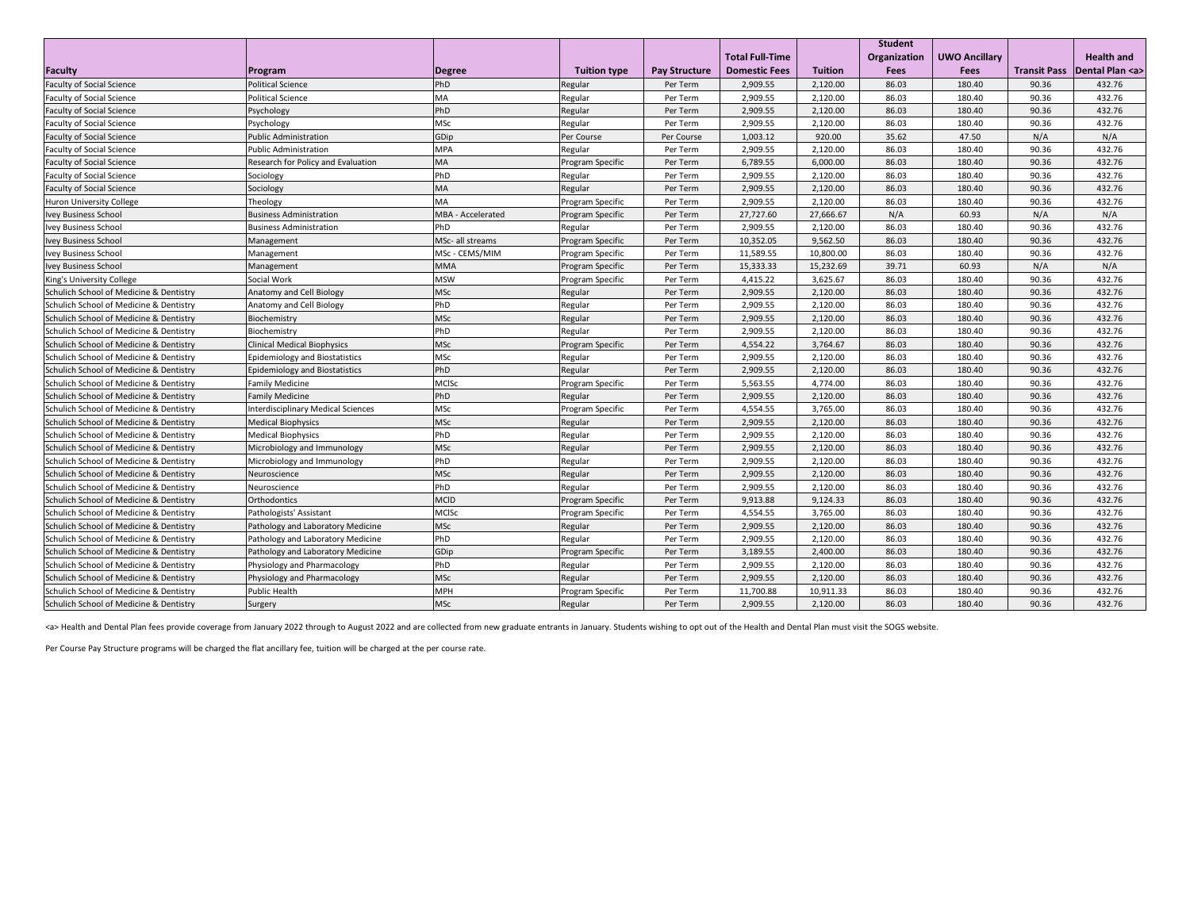| Faculty | Program | Degree | Tuition type | Pay Structure | Total Full-Time Domestic Fees | Tuition | Student Organization Fees | UWO Ancillary Fees | Transit Pass | Health and Dental Plan <a> |
|---|---|---|---|---|---|---|---|---|---|---|
| Faculty of Social Science | Political Science | PhD | Regular | Per Term | 2,909.55 | 2,120.00 | 86.03 | 180.40 | 90.36 | 432.76 |
| Faculty of Social Science | Political Science | MA | Regular | Per Term | 2,909.55 | 2,120.00 | 86.03 | 180.40 | 90.36 | 432.76 |
| Faculty of Social Science | Psychology | PhD | Regular | Per Term | 2,909.55 | 2,120.00 | 86.03 | 180.40 | 90.36 | 432.76 |
| Faculty of Social Science | Psychology | MSc | Regular | Per Term | 2,909.55 | 2,120.00 | 86.03 | 180.40 | 90.36 | 432.76 |
| Faculty of Social Science | Public Administration | GDip | Per Course | Per Course | 1,003.12 | 920.00 | 35.62 | 47.50 | N/A | N/A |
| Faculty of Social Science | Public Administration | MPA | Regular | Per Term | 2,909.55 | 2,120.00 | 86.03 | 180.40 | 90.36 | 432.76 |
| Faculty of Social Science | Research for Policy and Evaluation | MA | Program Specific | Per Term | 6,789.55 | 6,000.00 | 86.03 | 180.40 | 90.36 | 432.76 |
| Faculty of Social Science | Sociology | PhD | Regular | Per Term | 2,909.55 | 2,120.00 | 86.03 | 180.40 | 90.36 | 432.76 |
| Faculty of Social Science | Sociology | MA | Regular | Per Term | 2,909.55 | 2,120.00 | 86.03 | 180.40 | 90.36 | 432.76 |
| Huron University College | Theology | MA | Program Specific | Per Term | 2,909.55 | 2,120.00 | 86.03 | 180.40 | 90.36 | 432.76 |
| Ivey Business School | Business Administration | MBA - Accelerated | Program Specific | Per Term | 27,727.60 | 27,666.67 | N/A | 60.93 | N/A | N/A |
| Ivey Business School | Business Administration | PhD | Regular | Per Term | 2,909.55 | 2,120.00 | 86.03 | 180.40 | 90.36 | 432.76 |
| Ivey Business School | Management | MSc- all streams | Program Specific | Per Term | 10,352.05 | 9,562.50 | 86.03 | 180.40 | 90.36 | 432.76 |
| Ivey Business School | Management | MSc - CEMS/MIM | Program Specific | Per Term | 11,589.55 | 10,800.00 | 86.03 | 180.40 | 90.36 | 432.76 |
| Ivey Business School | Management | MMA | Program Specific | Per Term | 15,333.33 | 15,232.69 | 39.71 | 60.93 | N/A | N/A |
| King's University College | Social Work | MSW | Program Specific | Per Term | 4,415.22 | 3,625.67 | 86.03 | 180.40 | 90.36 | 432.76 |
| Schulich School of Medicine & Dentistry | Anatomy and Cell Biology | MSc | Regular | Per Term | 2,909.55 | 2,120.00 | 86.03 | 180.40 | 90.36 | 432.76 |
| Schulich School of Medicine & Dentistry | Anatomy and Cell Biology | PhD | Regular | Per Term | 2,909.55 | 2,120.00 | 86.03 | 180.40 | 90.36 | 432.76 |
| Schulich School of Medicine & Dentistry | Biochemistry | MSc | Regular | Per Term | 2,909.55 | 2,120.00 | 86.03 | 180.40 | 90.36 | 432.76 |
| Schulich School of Medicine & Dentistry | Biochemistry | PhD | Regular | Per Term | 2,909.55 | 2,120.00 | 86.03 | 180.40 | 90.36 | 432.76 |
| Schulich School of Medicine & Dentistry | Clinical Medical Biophysics | MSc | Program Specific | Per Term | 4,554.22 | 3,764.67 | 86.03 | 180.40 | 90.36 | 432.76 |
| Schulich School of Medicine & Dentistry | Epidemiology and Biostatistics | MSc | Regular | Per Term | 2,909.55 | 2,120.00 | 86.03 | 180.40 | 90.36 | 432.76 |
| Schulich School of Medicine & Dentistry | Epidemiology and Biostatistics | PhD | Regular | Per Term | 2,909.55 | 2,120.00 | 86.03 | 180.40 | 90.36 | 432.76 |
| Schulich School of Medicine & Dentistry | Family Medicine | MClSc | Program Specific | Per Term | 5,563.55 | 4,774.00 | 86.03 | 180.40 | 90.36 | 432.76 |
| Schulich School of Medicine & Dentistry | Family Medicine | PhD | Regular | Per Term | 2,909.55 | 2,120.00 | 86.03 | 180.40 | 90.36 | 432.76 |
| Schulich School of Medicine & Dentistry | Interdisciplinary Medical Sciences | MSc | Program Specific | Per Term | 4,554.55 | 3,765.00 | 86.03 | 180.40 | 90.36 | 432.76 |
| Schulich School of Medicine & Dentistry | Medical Biophysics | MSc | Regular | Per Term | 2,909.55 | 2,120.00 | 86.03 | 180.40 | 90.36 | 432.76 |
| Schulich School of Medicine & Dentistry | Medical Biophysics | PhD | Regular | Per Term | 2,909.55 | 2,120.00 | 86.03 | 180.40 | 90.36 | 432.76 |
| Schulich School of Medicine & Dentistry | Microbiology and Immunology | MSc | Regular | Per Term | 2,909.55 | 2,120.00 | 86.03 | 180.40 | 90.36 | 432.76 |
| Schulich School of Medicine & Dentistry | Microbiology and Immunology | PhD | Regular | Per Term | 2,909.55 | 2,120.00 | 86.03 | 180.40 | 90.36 | 432.76 |
| Schulich School of Medicine & Dentistry | Neuroscience | MSc | Regular | Per Term | 2,909.55 | 2,120.00 | 86.03 | 180.40 | 90.36 | 432.76 |
| Schulich School of Medicine & Dentistry | Neuroscience | PhD | Regular | Per Term | 2,909.55 | 2,120.00 | 86.03 | 180.40 | 90.36 | 432.76 |
| Schulich School of Medicine & Dentistry | Orthodontics | MClD | Program Specific | Per Term | 9,913.88 | 9,124.33 | 86.03 | 180.40 | 90.36 | 432.76 |
| Schulich School of Medicine & Dentistry | Pathologists' Assistant | MClSc | Program Specific | Per Term | 4,554.55 | 3,765.00 | 86.03 | 180.40 | 90.36 | 432.76 |
| Schulich School of Medicine & Dentistry | Pathology and Laboratory Medicine | MSc | Regular | Per Term | 2,909.55 | 2,120.00 | 86.03 | 180.40 | 90.36 | 432.76 |
| Schulich School of Medicine & Dentistry | Pathology and Laboratory Medicine | PhD | Regular | Per Term | 2,909.55 | 2,120.00 | 86.03 | 180.40 | 90.36 | 432.76 |
| Schulich School of Medicine & Dentistry | Pathology and Laboratory Medicine | GDip | Program Specific | Per Term | 3,189.55 | 2,400.00 | 86.03 | 180.40 | 90.36 | 432.76 |
| Schulich School of Medicine & Dentistry | Physiology and Pharmacology | PhD | Regular | Per Term | 2,909.55 | 2,120.00 | 86.03 | 180.40 | 90.36 | 432.76 |
| Schulich School of Medicine & Dentistry | Physiology and Pharmacology | MSc | Regular | Per Term | 2,909.55 | 2,120.00 | 86.03 | 180.40 | 90.36 | 432.76 |
| Schulich School of Medicine & Dentistry | Public Health | MPH | Program Specific | Per Term | 11,700.88 | 10,911.33 | 86.03 | 180.40 | 90.36 | 432.76 |
| Schulich School of Medicine & Dentistry | Surgery | MSc | Regular | Per Term | 2,909.55 | 2,120.00 | 86.03 | 180.40 | 90.36 | 432.76 |

<a> Health and Dental Plan fees provide coverage from January 2022 through to August 2022 and are collected from new graduate entrants in January. Students wishing to opt out of the Health and Dental Plan must visit the SOGS website.

Per Course Pay Structure programs will be charged the flat ancillary fee, tuition will be charged at the per course rate.